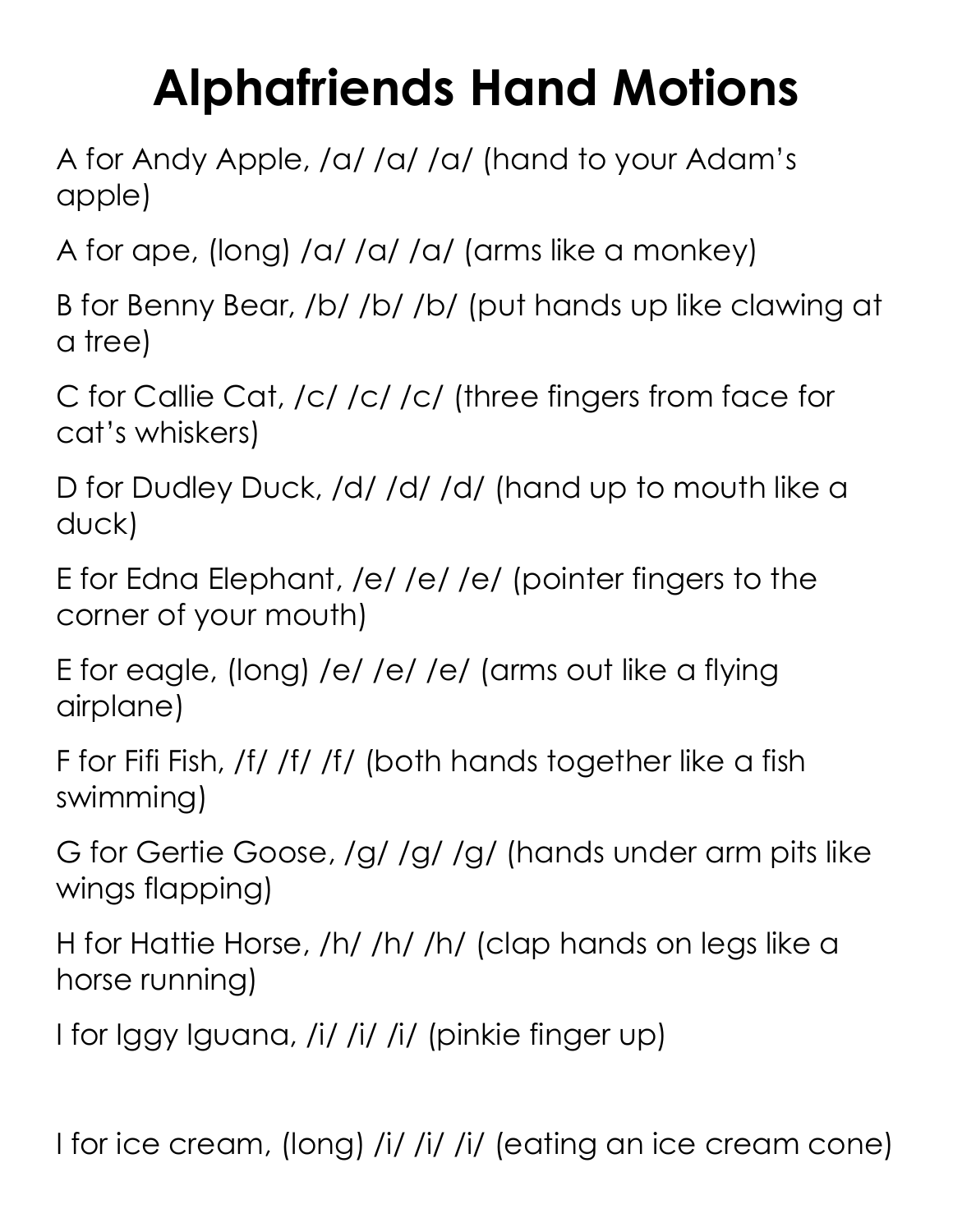# Alphafriends Hand Motions

A for Andy Apple, /a/ /a/ /a/ (hand to your Adam's apple)

A for ape, (long) /a/ /a/ /a/ (arms like a monkey)

B for Benny Bear, /b/ /b/ /b/ (put hands up like clawing at a tree)

C for Callie Cat, /c/ /c/ /c/ (three fingers from face for cat's whiskers)

D for Dudley Duck, /d/ /d/ /d/ (hand up to mouth like a duck)

E for Edna Elephant, /e/ /e/ /e/ (pointer fingers to the corner of your mouth)

E for eagle, (long) /e/ /e/ /e/ (arms out like a flying airplane)

F for Fifi Fish, /f/ /f/ /f/ (both hands together like a fish swimming)

G for Gertie Goose, /g/ /g/ /g/ (hands under arm pits like wings flapping)

H for Hattie Horse, /h/ /h/ /h/ (clap hands on legs like a horse running)

I for Iggy Iguana, /i/ /i/ /i/ (pinkie finger up)

I for ice cream, (long) /i/ /i/ /i/ (eating an ice cream cone)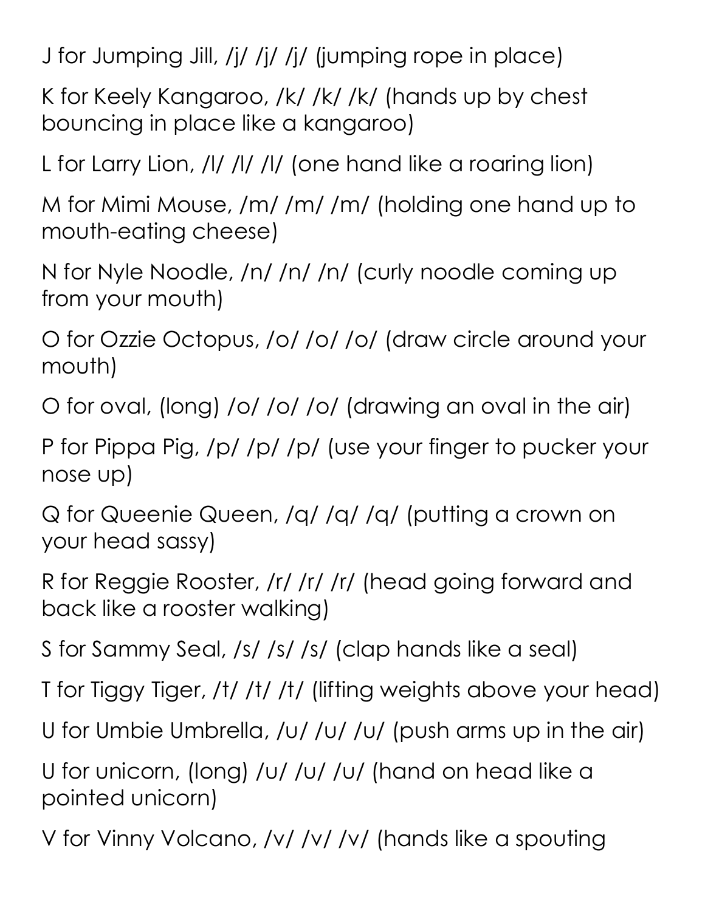J for Jumping Jill, /j/ /j/ /j/ (jumping rope in place)

K for Keely Kangaroo, /k/ /k/ /k/ (hands up by chest bouncing in place like a kangaroo)

L for Larry Lion, /l/ /l/ /l/ (one hand like a roaring lion)

M for Mimi Mouse, /m/ /m/ /m/ (holding one hand up to mouth-eating cheese)

N for Nyle Noodle, /n/ /n/ /n/ (curly noodle coming up from your mouth)

O for Ozzie Octopus, /o/ /o/ /o/ (draw circle around your mouth)

O for oval, (long) /o/ /o/ /o/ (drawing an oval in the air)

P for Pippa Pig, /p/ /p/ /p/ (use your finger to pucker your nose up)

Q for Queenie Queen, /q/ /q/ /q/ (putting a crown on your head sassy)

R for Reggie Rooster, /r/ /r/ /r/ (head going forward and back like a rooster walking)

S for Sammy Seal, /s/ /s/ /s/ (clap hands like a seal)

T for Tiggy Tiger, /t/ /t/ /t/ (lifting weights above your head)

U for Umbie Umbrella, /u/ /u/ /u/ (push arms up in the air)

U for unicorn, (long) /u/ /u/ /u/ (hand on head like a pointed unicorn)

V for Vinny Volcano, /v/ /v/ /v/ (hands like a spouting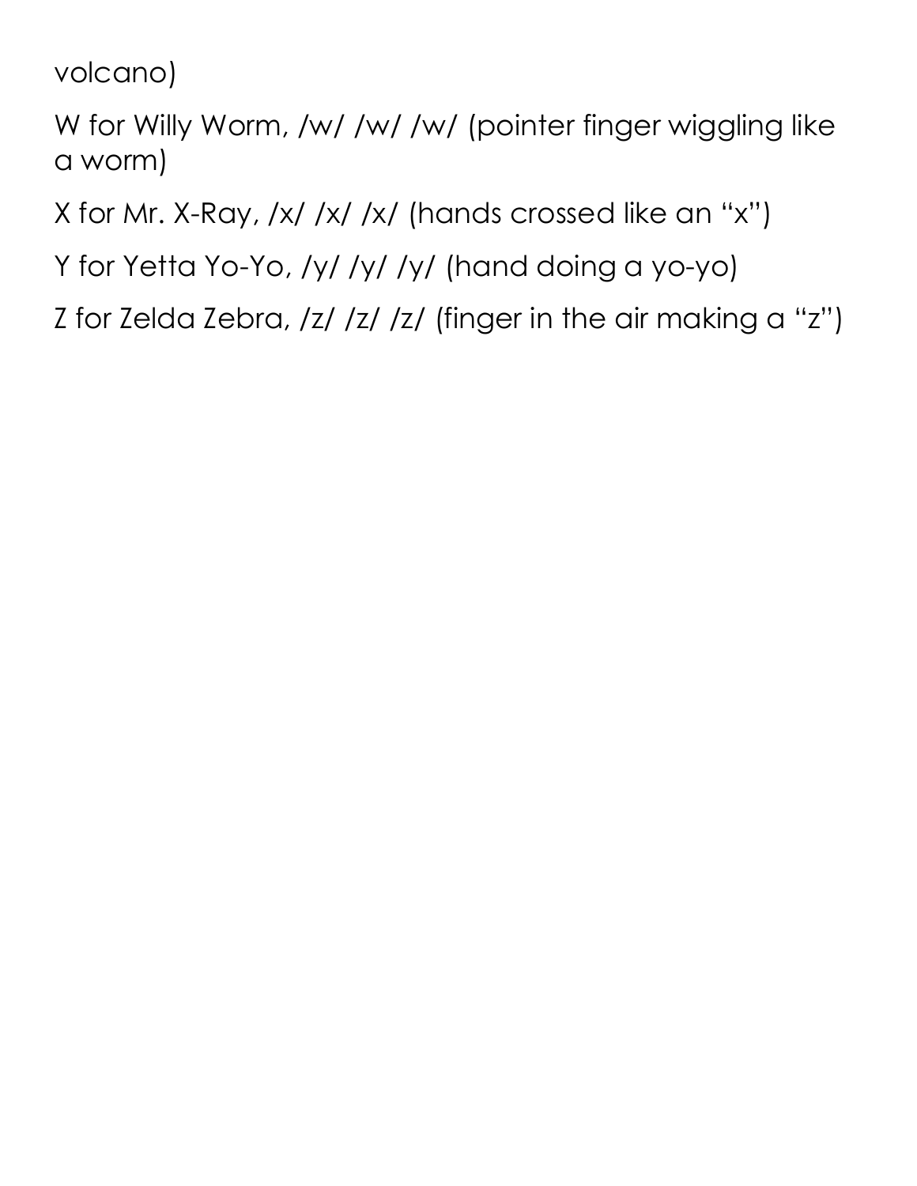volcano)

W for Willy Worm, /w/ /w/ /w/ (pointer finger wiggling like a worm)

X for Mr. X-Ray, /x/ /x/ /x/ (hands crossed like an "x")

Y for Yetta Yo-Yo, /y/ /y/ /y/ (hand doing a yo-yo)

Z for Zelda Zebra, /z/ /z/ /z/ (finger in the air making a "z")